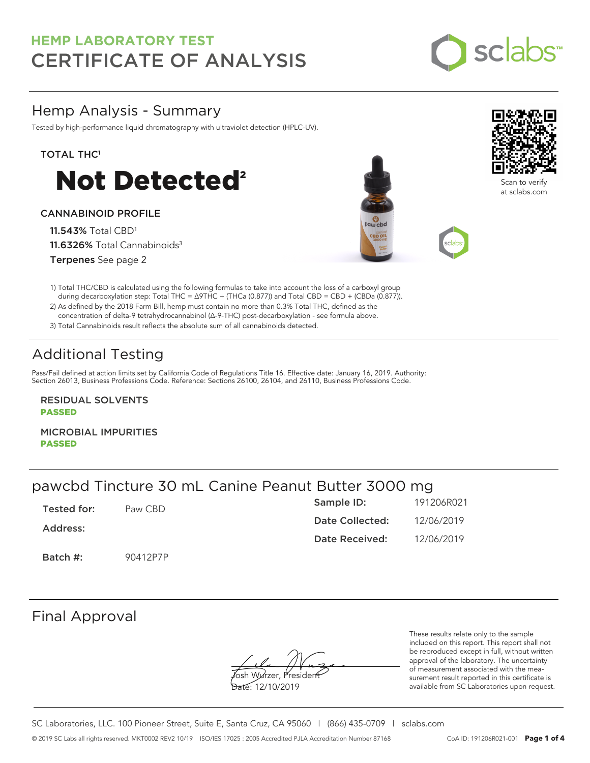# HEMP LABORATORY TEST
# CERTIFICATE OF ANALYSIS

## Hemp Analysis - Summary

Tested by high-performance liquid chromatography with ultraviolet detection (HPLC-UV).

**TOTAL THC**[1]

# Not Detected[2]

**CANNABINOID PROFILE**

**11.543%** Total CBD[1]

**11.6326%** Total Cannabinoids[3]

**Terpenes** See page 2

Scan to verify at sclabs.com

1) Total THC/CBD is calculated using the following formulas to take into account the loss of a carboxyl group during decarboxylation step: Total THC = Δ9THC + (THCa (0.877)) and Total CBD = CBD + (CBDa (0.877)).
2) As defined by the 2018 Farm Bill, hemp must contain no more than 0.3% Total THC, defined as the concentration of delta-9 tetrahydrocannabinol (Δ-9-THC) post-decarboxylation - see formula above.
3) Total Cannabinoids result reflects the absolute sum of all cannabinoids detected.

## Additional Testing

Pass/Fail defined at action limits set by California Code of Regulations Title 16. Effective date: January 16, 2019. Authority: Section 26013, Business Professions Code. Reference: Sections 26100, 26104, and 26110, Business Professions Code.

**RESIDUAL SOLVENTS**
**PASSED**

**MICROBIAL IMPURITIES**
**PASSED**

## pawcbd Tincture 30 mL Canine Peanut Butter 3000 mg

| | | | |
|---|---|---|---|
| **Tested for:** | Paw CBD | **Sample ID:** | 191206R021 |
| **Address:** | | **Date Collected:** | 12/06/2019 |
| | | **Date Received:** | 12/06/2019 |
| **Batch #:** | 90412P7P | | |

## Final Approval

Josh Wurzer, President
Date: 12/10/2019

These results relate only to the sample included on this report. This report shall not be reproduced except in full, without written approval of the laboratory. The uncertainty of measurement associated with the measurement result reported in this certificate is available from SC Laboratories upon request.

SC Laboratories, LLC. 100 Pioneer Street, Suite E, Santa Cruz, CA 95060 | (866) 435-0709 | sclabs.com

© 2019 SC Labs all rights reserved. MKT0002 REV2 10/19 ISO/IES 17025 : 2005 Accredited PJLA Accreditation Number 87168 CoA ID: 191206R021-001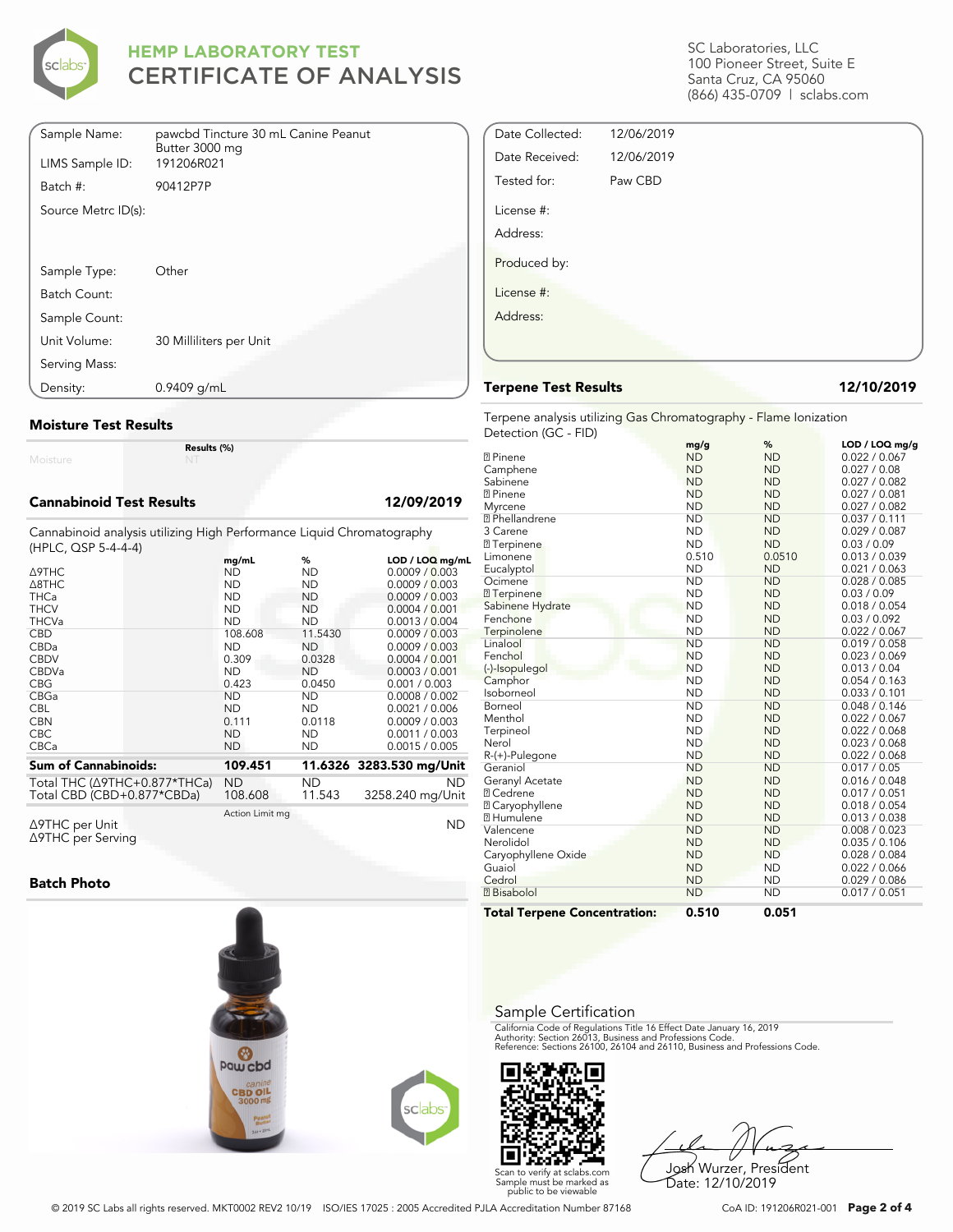# HEMP LABORATORY TEST
# CERTIFICATE OF ANALYSIS

SC Laboratories, LLC
100 Pioneer Street, Suite E
Santa Cruz, CA 95060
(866) 435-0709 | sclabs.com

| | |
|---|---|
| Sample Name: | pawcbd Tincture 30 mL Canine Peanut Butter 3000 mg |
| LIMS Sample ID: | 191206R021 |
| Batch #: | 90412P7P |
| Source Metrc ID(s): | |
| Sample Type: | Other |
| Batch Count: | |
| Sample Count: | |
| Unit Volume: | 30 Milliliters per Unit |
| Serving Mass: | |
| Density: | 0.9409 g/mL |

| | |
|---|---|
| Date Collected: | 12/06/2019 |
| Date Received: | 12/06/2019 |
| Tested for: | Paw CBD |
| License #: | |
| Address: | |
| Produced by: | |
| License #: | |
| Address: | |

## Moisture Test Results

| | Results (%) |
|---|---|
| Moisture | NT |

## Cannabinoid Test Results — 12/09/2019

Cannabinoid analysis utilizing High Performance Liquid Chromatography (HPLC, QSP 5-4-4-4)

| | mg/mL | % | LOD / LOQ mg/mL |
|---|---|---|---|
| Δ9THC | ND | ND | 0.0009 / 0.003 |
| Δ8THC | ND | ND | 0.0009 / 0.003 |
| THCa | ND | ND | 0.0009 / 0.003 |
| THCV | ND | ND | 0.0004 / 0.001 |
| THCVa | ND | ND | 0.0013 / 0.004 |
| CBD | 108.608 | 11.5430 | 0.0009 / 0.003 |
| CBDa | ND | ND | 0.0009 / 0.003 |
| CBDV | 0.309 | 0.0328 | 0.0004 / 0.001 |
| CBDVa | ND | ND | 0.0003 / 0.001 |
| CBG | 0.423 | 0.0450 | 0.001 / 0.003 |
| CBGa | ND | ND | 0.0008 / 0.002 |
| CBL | ND | ND | 0.0021 / 0.006 |
| CBN | 0.111 | 0.0118 | 0.0009 / 0.003 |
| CBC | ND | ND | 0.0011 / 0.003 |
| CBCa | ND | ND | 0.0015 / 0.005 |
| **Sum of Cannabinoids:** | **109.451** | **11.6326** | **3283.530 mg/Unit** |
| Total THC (Δ9THC+0.877*THCa) | ND | ND | ND |
| Total CBD (CBD+0.877*CBDa) | 108.608 | 11.543 | 3258.240 mg/Unit |

| | Action Limit mg | |
|---|---|---|
| Δ9THC per Unit | | ND |
| Δ9THC per Serving | | |

## Batch Photo

## Terpene Test Results — 12/10/2019

Terpene analysis utilizing Gas Chromatography - Flame Ionization Detection (GC - FID)

| | mg/g | % | LOD / LOQ mg/g |
|---|---|---|---|
| ? Pinene | ND | ND | 0.022 / 0.067 |
| Camphene | ND | ND | 0.027 / 0.08 |
| Sabinene | ND | ND | 0.027 / 0.082 |
| ? Pinene | ND | ND | 0.027 / 0.081 |
| Myrcene | ND | ND | 0.027 / 0.082 |
| ? Phellandrene | ND | ND | 0.037 / 0.111 |
| 3 Carene | ND | ND | 0.029 / 0.087 |
| ? Terpinene | ND | ND | 0.03 / 0.09 |
| Limonene | 0.510 | 0.0510 | 0.013 / 0.039 |
| Eucalyptol | ND | ND | 0.021 / 0.063 |
| Ocimene | ND | ND | 0.028 / 0.085 |
| ? Terpinene | ND | ND | 0.03 / 0.09 |
| Sabinene Hydrate | ND | ND | 0.018 / 0.054 |
| Fenchone | ND | ND | 0.03 / 0.092 |
| Terpinolene | ND | ND | 0.022 / 0.067 |
| Linalool | ND | ND | 0.019 / 0.058 |
| Fenchol | ND | ND | 0.023 / 0.069 |
| (-)-Isopulegol | ND | ND | 0.013 / 0.04 |
| Camphor | ND | ND | 0.054 / 0.163 |
| Isoborneol | ND | ND | 0.033 / 0.101 |
| Borneol | ND | ND | 0.048 / 0.146 |
| Menthol | ND | ND | 0.022 / 0.067 |
| Terpineol | ND | ND | 0.022 / 0.068 |
| Nerol | ND | ND | 0.023 / 0.068 |
| R-(+)-Pulegone | ND | ND | 0.022 / 0.068 |
| Geraniol | ND | ND | 0.017 / 0.05 |
| Geranyl Acetate | ND | ND | 0.016 / 0.048 |
| ? Cedrene | ND | ND | 0.017 / 0.051 |
| ? Caryophyllene | ND | ND | 0.018 / 0.054 |
| ? Humulene | ND | ND | 0.013 / 0.038 |
| Valencene | ND | ND | 0.008 / 0.023 |
| Nerolidol | ND | ND | 0.035 / 0.106 |
| Caryophyllene Oxide | ND | ND | 0.028 / 0.084 |
| Guaiol | ND | ND | 0.022 / 0.066 |
| Cedrol | ND | ND | 0.029 / 0.086 |
| ? Bisabolol | ND | ND | 0.017 / 0.051 |
| **Total Terpene Concentration:** | **0.510** | **0.051** | |

## Sample Certification

California Code of Regulations Title 16 Effect Date January 16, 2019
Authority: Section 26013, Business and Professions Code.
Reference: Sections 26100, 26104 and 26110, Business and Professions Code.

Scan to verify at sclabs.com
Sample must be marked as public to be viewable

Josh Wurzer, President
Date: 12/10/2019

© 2019 SC Labs all rights reserved. MKT0002 REV2 10/19 ISO/IES 17025 : 2005 Accredited PJLA Accreditation Number 87168

CoA ID: 191206R021-001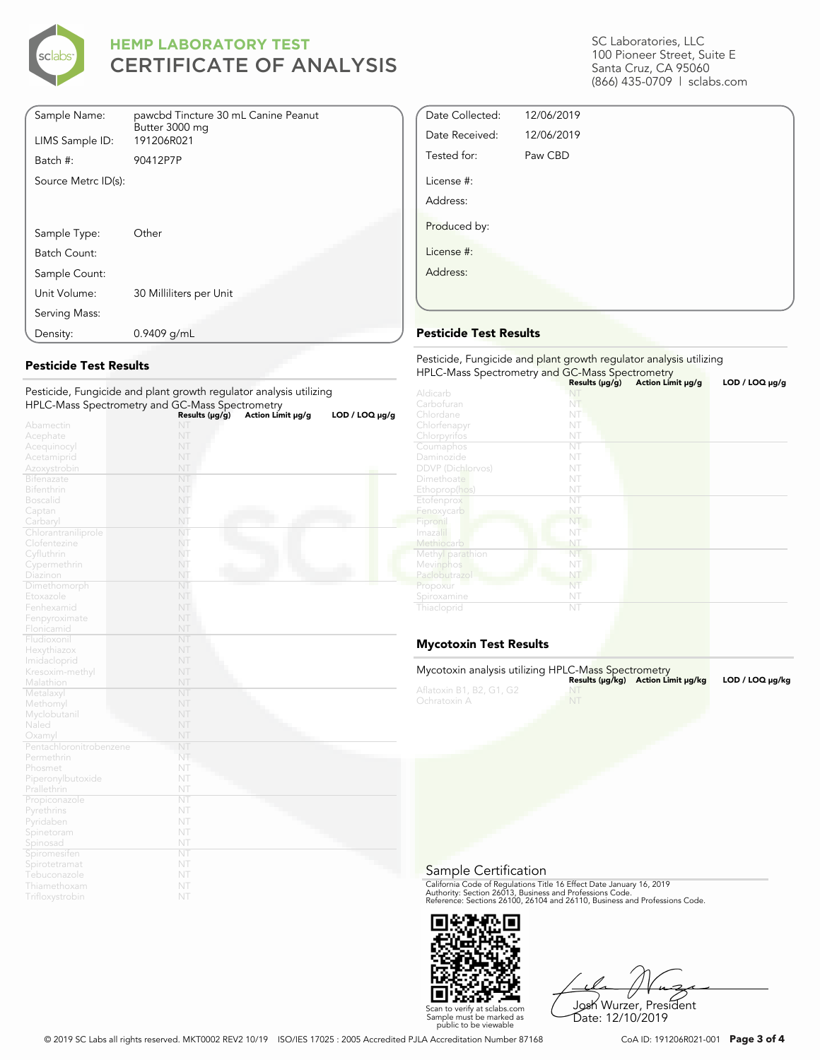# HEMP LABORATORY TEST
# CERTIFICATE OF ANALYSIS

SC Laboratories, LLC
100 Pioneer Street, Suite E
Santa Cruz, CA 95060
(866) 435-0709 | sclabs.com

| | |
|---|---|
| Sample Name: | pawcbd Tincture 30 mL Canine Peanut Butter 3000 mg |
| LIMS Sample ID: | 191206R021 |
| Batch #: | 90412P7P |
| Source Metrc ID(s): | |
| Sample Type: | Other |
| Batch Count: | |
| Sample Count: | |
| Unit Volume: | 30 Milliliters per Unit |
| Serving Mass: | |
| Density: | 0.9409 g/mL |

| | |
|---|---|
| Date Collected: | 12/06/2019 |
| Date Received: | 12/06/2019 |
| Tested for: | Paw CBD |
| License #: | |
| Address: | |
| Produced by: | |
| License #: | |
| Address: | |

## Pesticide Test Results

Pesticide, Fungicide and plant growth regulator analysis utilizing HPLC-Mass Spectrometry and GC-Mass Spectrometry

| | Results (μg/g) | Action Limit μg/g | LOD / LOQ μg/g |
|---|---|---|---|
| Abamectin | NT | | |
| Acephate | NT | | |
| Acequinocyl | NT | | |
| Acetamiprid | NT | | |
| Azoxystrobin | NT | | |
| Bifenazate | NT | | |
| Bifenthrin | NT | | |
| Boscalid | NT | | |
| Captan | NT | | |
| Carbaryl | NT | | |
| Chlorantraniliprole | NT | | |
| Clofentezine | NT | | |
| Cyfluthrin | NT | | |
| Cypermethrin | NT | | |
| Diazinon | NT | | |
| Dimethomorph | NT | | |
| Etoxazole | NT | | |
| Fenhexamid | NT | | |
| Fenpyroximate | NT | | |
| Flonicamid | NT | | |
| Fludioxonil | NT | | |
| Hexythiazox | NT | | |
| Imidacloprid | NT | | |
| Kresoxim-methyl | NT | | |
| Malathion | NT | | |
| Metalaxyl | NT | | |
| Methomyl | NT | | |
| Myclobutanil | NT | | |
| Naled | NT | | |
| Oxamyl | NT | | |
| Pentachloronitrobenzene | NT | | |
| Permethrin | NT | | |
| Phosmet | NT | | |
| Piperonylbutoxide | NT | | |
| Prallethrin | NT | | |
| Propiconazole | NT | | |
| Pyrethrins | NT | | |
| Pyridaben | NT | | |
| Spinetoram | NT | | |
| Spinosad | NT | | |
| Spiromesifen | NT | | |
| Spirotetramat | NT | | |
| Tebuconazole | NT | | |
| Thiamethoxam | NT | | |
| Trifloxystrobin | NT | | |

## Pesticide Test Results

Pesticide, Fungicide and plant growth regulator analysis utilizing HPLC-Mass Spectrometry and GC-Mass Spectrometry

| | Results (μg/g) | Action Limit μg/g | LOD / LOQ μg/g |
|---|---|---|---|
| Aldicarb | NT | | |
| Carbofuran | NT | | |
| Chlordane | NT | | |
| Chlorfenapyr | NT | | |
| Chlorpyrifos | NT | | |
| Coumaphos | NT | | |
| Daminozide | NT | | |
| DDVP (Dichlorvos) | NT | | |
| Dimethoate | NT | | |
| Ethoprop(hos) | NT | | |
| Etofenprox | NT | | |
| Fenoxycarb | NT | | |
| Fipronil | NT | | |
| Imazalil | NT | | |
| Methiocarb | NT | | |
| Methyl parathion | NT | | |
| Mevinphos | NT | | |
| Paclobutrazol | NT | | |
| Propoxur | NT | | |
| Spiroxamine | NT | | |
| Thiacloprid | NT | | |

## Mycotoxin Test Results

Mycotoxin analysis utilizing HPLC-Mass Spectrometry

| | Results (μg/kg) | Action Limit μg/kg | LOD / LOQ μg/kg |
|---|---|---|---|
| Aflatoxin B1, B2, G1, G2 | NT | | |
| Ochratoxin A | NT | | |

## Sample Certification

California Code of Regulations Title 16 Effect Date January 16, 2019
Authority: Section 26013, Business and Professions Code.
Reference: Sections 26100, 26104 and 26110, Business and Professions Code.

Scan to verify at sclabs.com
Sample must be marked as public to be viewable

Josh Wurzer, President
Date: 12/10/2019

© 2019 SC Labs all rights reserved. MKT0002 REV2 10/19 ISO/IES 17025 : 2005 Accredited PJLA Accreditation Number 87168

CoA ID: 191206R021-001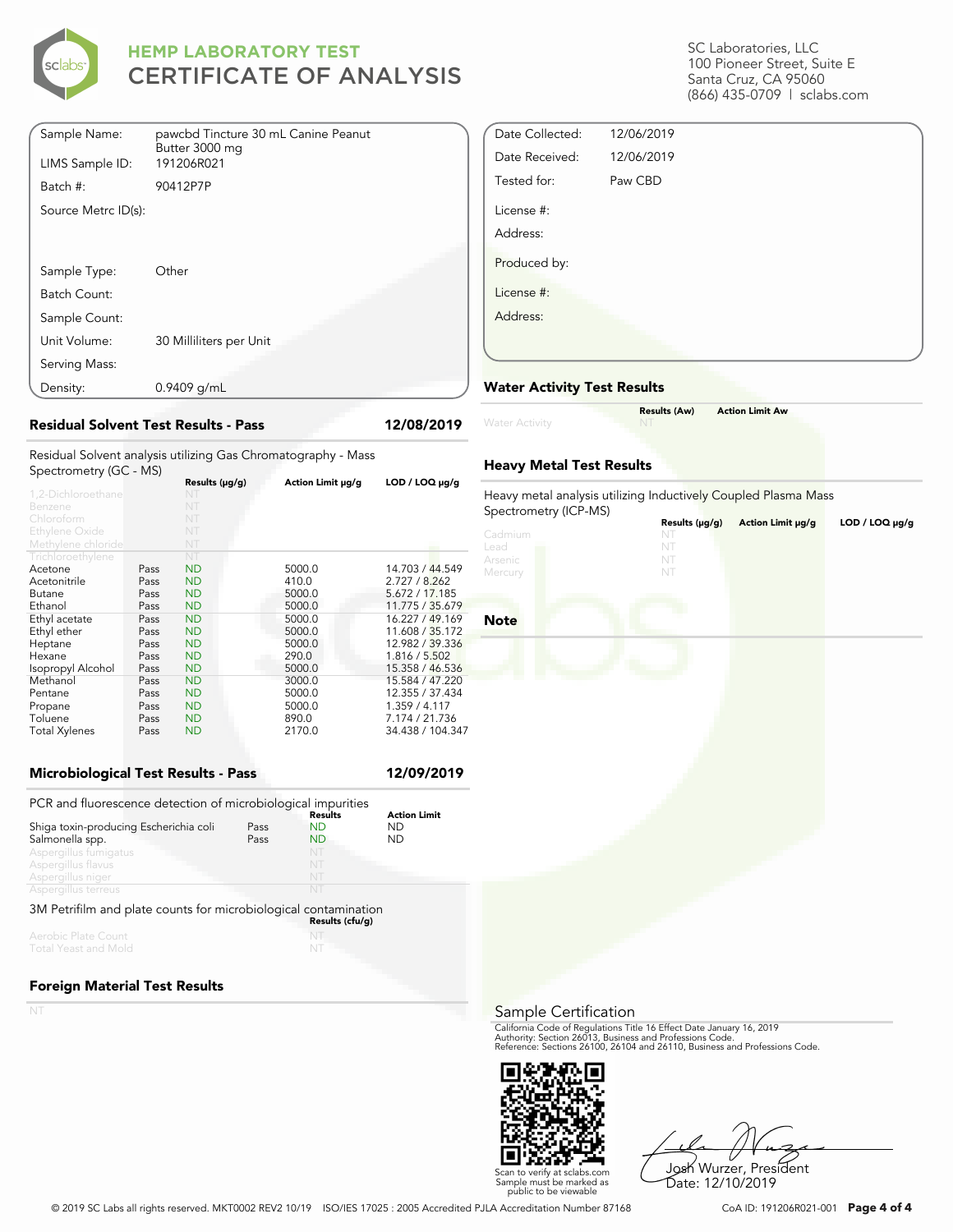# HEMP LABORATORY TEST CERTIFICATE OF ANALYSIS

SC Laboratories, LLC
100 Pioneer Street, Suite E
Santa Cruz, CA 95060
(866) 435-0709 | sclabs.com

| | |
|---|---|
| Sample Name: | pawcbd Tincture 30 mL Canine Peanut Butter 3000 mg |
| LIMS Sample ID: | 191206R021 |
| Batch #: | 90412P7P |
| Source Metrc ID(s): | |
| Sample Type: | Other |
| Batch Count: | |
| Sample Count: | |
| Unit Volume: | 30 Milliliters per Unit |
| Serving Mass: | |
| Density: | 0.9409 g/mL |

| | |
|---|---|
| Date Collected: | 12/06/2019 |
| Date Received: | 12/06/2019 |
| Tested for: | Paw CBD |
| License #: | |
| Address: | |
| Produced by: | |
| License #: | |
| Address: | |

## Residual Solvent Test Results - Pass

12/08/2019

Residual Solvent analysis utilizing Gas Chromatography - Mass Spectrometry (GC - MS)

| | | Results (μg/g) | Action Limit μg/g | LOD / LOQ μg/g |
|---|---|---|---|---|
| 1,2-Dichloroethane | | NT | | |
| Benzene | | NT | | |
| Chloroform | | NT | | |
| Ethylene Oxide | | NT | | |
| Methylene chloride | | NT | | |
| Trichloroethylene | | NT | | |
| Acetone | Pass | ND | 5000.0 | 14.703 / 44.549 |
| Acetonitrile | Pass | ND | 410.0 | 2.727 / 8.262 |
| Butane | Pass | ND | 5000.0 | 5.672 / 17.185 |
| Ethanol | Pass | ND | 5000.0 | 11.775 / 35.679 |
| Ethyl acetate | Pass | ND | 5000.0 | 16.227 / 49.169 |
| Ethyl ether | Pass | ND | 5000.0 | 11.608 / 35.172 |
| Heptane | Pass | ND | 5000.0 | 12.982 / 39.336 |
| Hexane | Pass | ND | 290.0 | 1.816 / 5.502 |
| Isopropyl Alcohol | Pass | ND | 5000.0 | 15.358 / 46.536 |
| Methanol | Pass | ND | 3000.0 | 15.584 / 47.220 |
| Pentane | Pass | ND | 5000.0 | 12.355 / 37.434 |
| Propane | Pass | ND | 5000.0 | 1.359 / 4.117 |
| Toluene | Pass | ND | 890.0 | 7.174 / 21.736 |
| Total Xylenes | Pass | ND | 2170.0 | 34.438 / 104.347 |

## Microbiological Test Results - Pass

12/09/2019

PCR and fluorescence detection of microbiological impurities

| | | Results | Action Limit |
|---|---|---|---|
| Shiga toxin-producing Escherichia coli | Pass | ND | ND |
| Salmonella spp. | Pass | ND | ND |
| Aspergillus fumigatus | | NT | |
| Aspergillus flavus | | NT | |
| Aspergillus niger | | NT | |
| Aspergillus terreus | | NT | |

3M Petrifilm and plate counts for microbiological contamination

| | Results (cfu/g) |
|---|---|
| Aerobic Plate Count | NT |
| Total Yeast and Mold | NT |

## Foreign Material Test Results

NT

## Water Activity Test Results

| | Results (Aw) | Action Limit Aw |
|---|---|---|
| Water Activity | NT | |

## Heavy Metal Test Results

Heavy metal analysis utilizing Inductively Coupled Plasma Mass Spectrometry (ICP-MS)

| | Results (μg/g) | Action Limit μg/g | LOD / LOQ μg/g |
|---|---|---|---|
| Cadmium | NT | | |
| Lead | NT | | |
| Arsenic | NT | | |
| Mercury | NT | | |

## Note

## Sample Certification

California Code of Regulations Title 16 Effect Date January 16, 2019
Authority: Section 26013, Business and Professions Code.
Reference: Sections 26100, 26104 and 26110, Business and Professions Code.

Scan to verify at sclabs.com
Sample must be marked as public to be viewable

Josh Wurzer, President
Date: 12/10/2019

© 2019 SC Labs all rights reserved. MKT0002 REV2 10/19 ISO/IES 17025 : 2005 Accredited PJLA Accreditation Number 87168

CoA ID: 191206R021-001